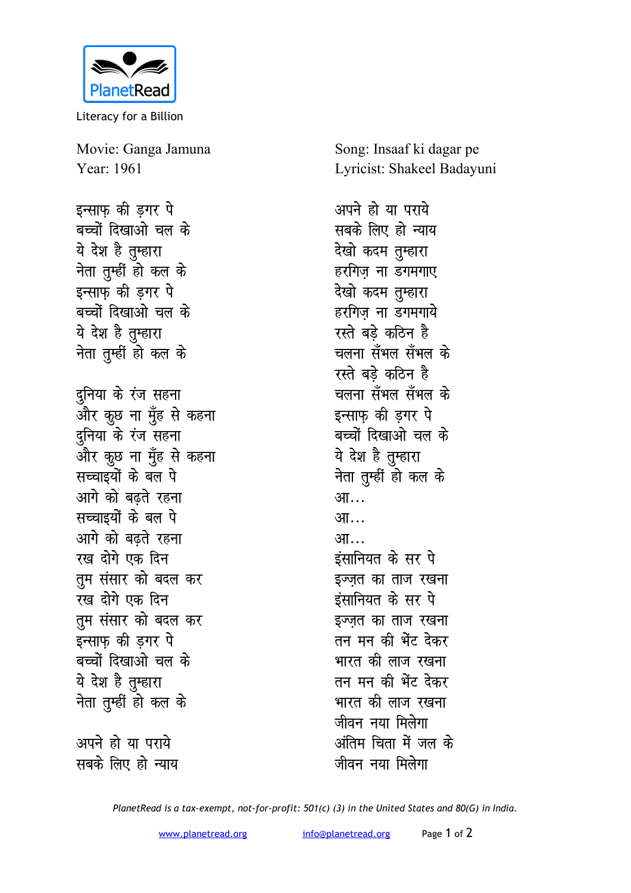PlanetRead

Literacy for a Billion

Movie: Ganga Jamuna
Year: 1961

Song: Insaaf ki dagar pe
Lyricist: Shakeel Badayuni

इन्साफ़ की ड़गर पे
बच्चों दिखाओ चल के
ये देश है तुम्हारा
नेता तुम्हीं हो कल के
इन्साफ़ की ड़गर पे
बच्चों दिखाओ चल के
ये देश है तुम्हारा
नेता तुम्हीं हो कल के

दुनिया के रंज सहना
और कुछ ना मुँह से कहना
दुनिया के रंज सहना
और कुछ ना मुँह से कहना
सच्चाइयों के बल पे
आगे को बढ़ते रहना
सच्चाइयों के बल पे
आगे को बढ़ते रहना
रख दोगे एक दिन
तुम संसार को बदल कर
रख दोगे एक दिन
तुम संसार को बदल कर
इन्साफ़ की ड़गर पे
बच्चों दिखाओ चल के
ये देश है तुम्हारा
नेता तुम्हीं हो कल के

अपने हो या पराये
सबके लिए हो न्याय
अपने हो या पराये
सबके लिए हो न्याय
देखो कदम तुम्हारा
हरगिज़ ना डगमगाए
देखो कदम तुम्हारा
हरगिज़ ना डगमगाये
रस्ते बड़े कठिन है
चलना सँभल सँभल के
रस्ते बड़े कठिन है
चलना सँभल सँभल के
इन्साफ़ की ड़गर पे
बच्चों दिखाओ चल के
ये देश है तुम्हारा
नेता तुम्हीं हो कल के
आ...
आ...
आ...
इंसानियत के सर पे
इज्ज़त का ताज रखना
इंसानियत के सर पे
इज्ज़त का ताज रखना
तन मन की भेंट देकर
भारत की लाज रखना
तन मन की भेंट देकर
भारत की लाज रखना
जीवन नया मिलेगा
अंतिम चिता में जल के
जीवन नया मिलेगा

*PlanetRead is a tax-exempt, not-for-profit: 501(c) (3) in the United States and 80(G) in India.*

www.planetread.org info@planetread.org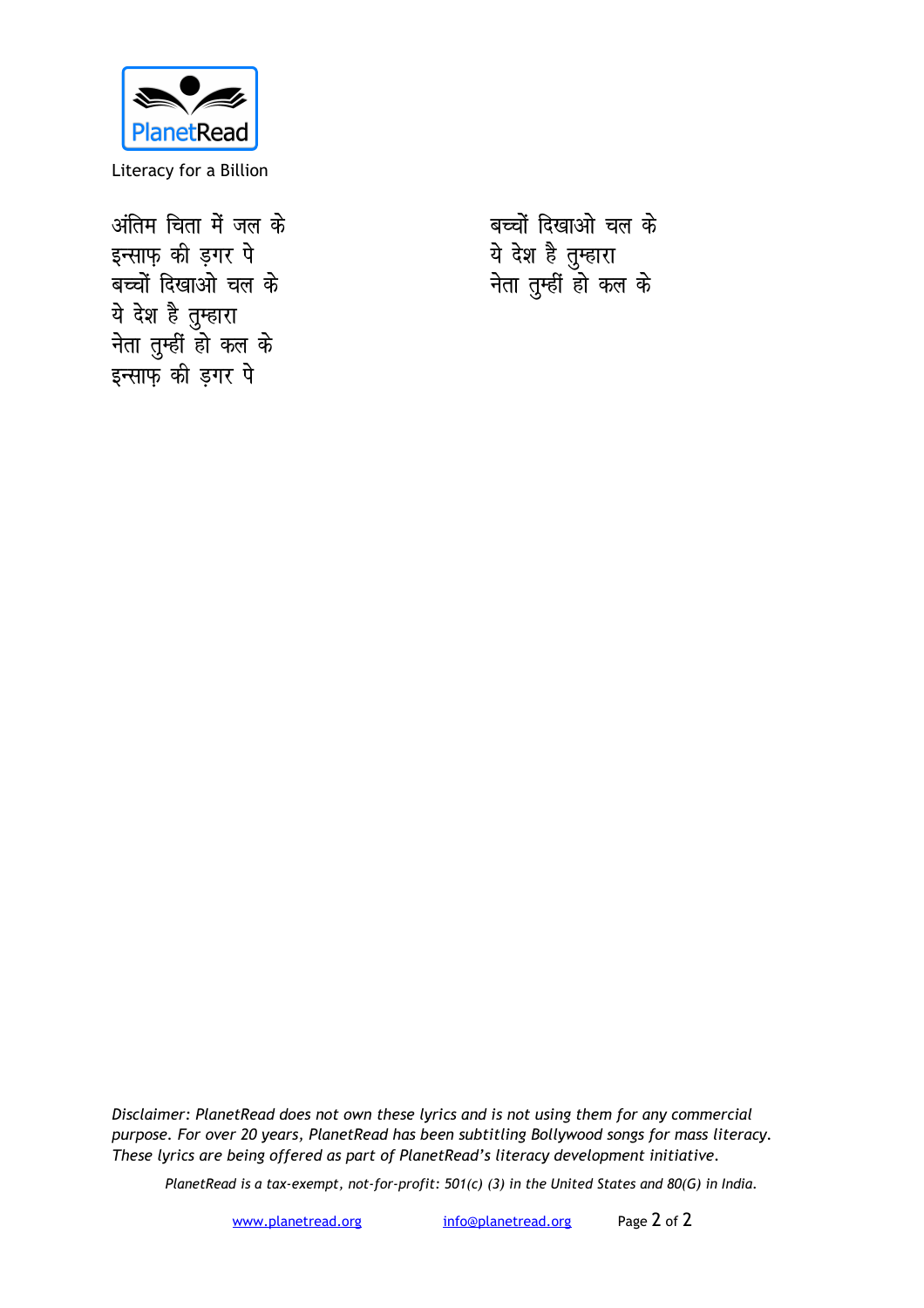अंतिम चिता में जल के
इन्साफ़ की ड़गर पे
बच्चों दिखाओ चल के
ये देश है तुम्हारा
नेता तुम्हीं हो कल के
इन्साफ़ की ड़गर पे

बच्चों दिखाओ चल के
ये देश है तुम्हारा
नेता तुम्हीं हो कल के

*Disclaimer: PlanetRead does not own these lyrics and is not using them for any commercial purpose. For over 20 years, PlanetRead has been subtitling Bollywood songs for mass literacy. These lyrics are being offered as part of PlanetRead's literacy development initiative.*

*PlanetRead is a tax-exempt, not-for-profit: 501(c) (3) in the United States and 80(G) in India.*

www.planetread.org info@planetread.org